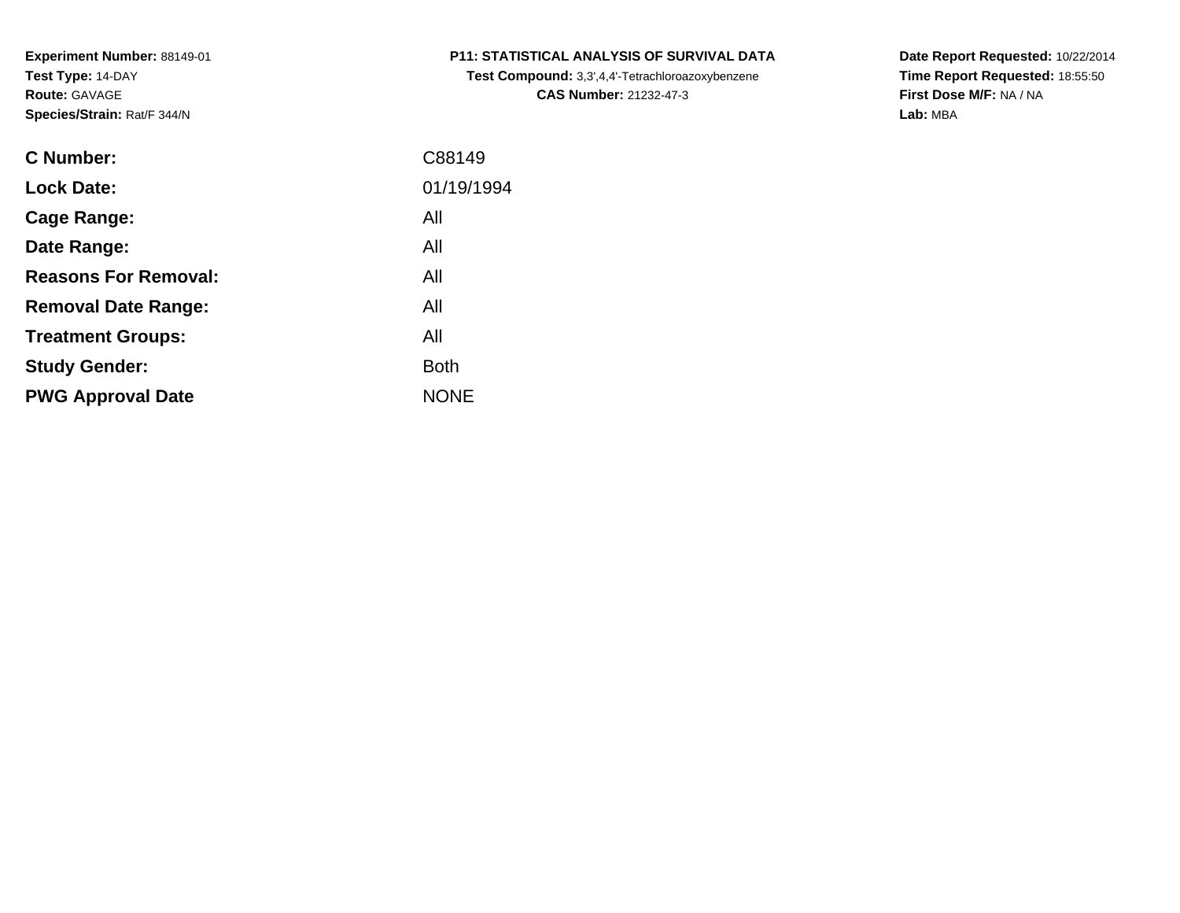**Experiment Number:** 88149-01
**Test Type:** 14-DAY
**Route:** GAVAGE
**Species/Strain:** Rat/F 344/N

**P11: STATISTICAL ANALYSIS OF SURVIVAL DATA**
**Test Compound:** 3,3',4,4'-Tetrachloroazoxybenzene
**CAS Number:** 21232-47-3

**Date Report Requested:** 10/22/2014
**Time Report Requested:** 18:55:50
**First Dose M/F:** NA / NA
**Lab:** MBA

| | |
|---|---|
| **C Number:** | C88149 |
| **Lock Date:** | 01/19/1994 |
| **Cage Range:** | All |
| **Date Range:** | All |
| **Reasons For Removal:** | All |
| **Removal Date Range:** | All |
| **Treatment Groups:** | All |
| **Study Gender:** | Both |
| **PWG Approval Date** | NONE |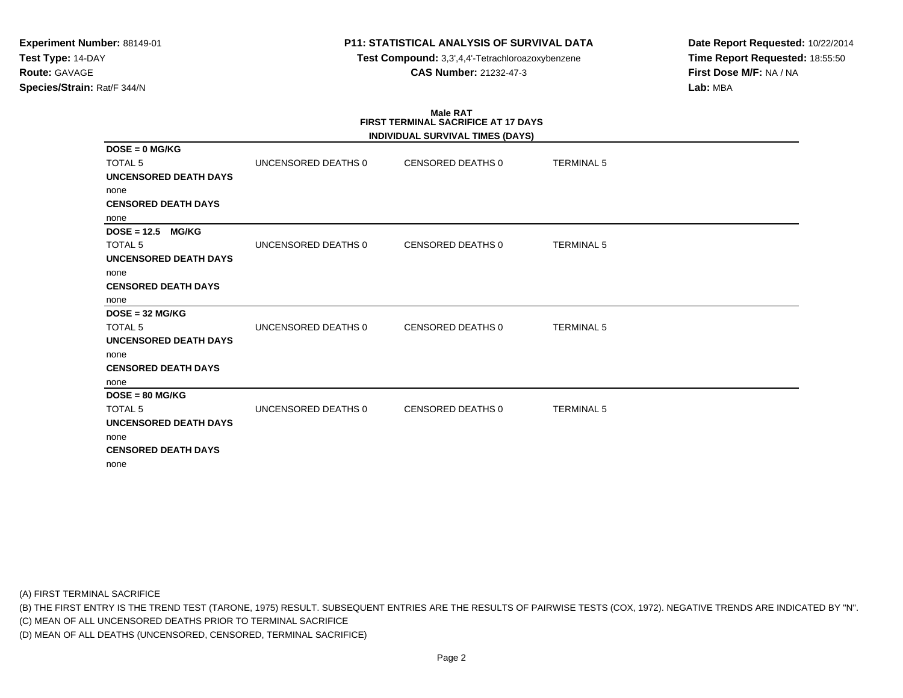**Experiment Number:** 88149-01
**Test Type:** 14-DAY
**Route:** GAVAGE
**Species/Strain:** Rat/F 344/N

**P11: STATISTICAL ANALYSIS OF SURVIVAL DATA**
**Test Compound:** 3,3',4,4'-Tetrachloroazoxybenzene
**CAS Number:** 21232-47-3

**Date Report Requested:** 10/22/2014
**Time Report Requested:** 18:55:50
**First Dose M/F:** NA / NA
**Lab:** MBA

## Male RAT
## FIRST TERMINAL SACRIFICE AT 17 DAYS

### INDIVIDUAL SURVIVAL TIMES (DAYS)

**DOSE = 0 MG/KG**

| TOTAL 5 | UNCENSORED DEATHS 0 | CENSORED DEATHS 0 | TERMINAL 5 |
|---|---|---|---|

**UNCENSORED DEATH DAYS**
none
**CENSORED DEATH DAYS**
none

**DOSE = 12.5 MG/KG**

| TOTAL 5 | UNCENSORED DEATHS 0 | CENSORED DEATHS 0 | TERMINAL 5 |
|---|---|---|---|

**UNCENSORED DEATH DAYS**
none
**CENSORED DEATH DAYS**
none

**DOSE = 32 MG/KG**

| TOTAL 5 | UNCENSORED DEATHS 0 | CENSORED DEATHS 0 | TERMINAL 5 |
|---|---|---|---|

**UNCENSORED DEATH DAYS**
none
**CENSORED DEATH DAYS**
none

**DOSE = 80 MG/KG**

| TOTAL 5 | UNCENSORED DEATHS 0 | CENSORED DEATHS 0 | TERMINAL 5 |
|---|---|---|---|

**UNCENSORED DEATH DAYS**
none
**CENSORED DEATH DAYS**
none

(A) FIRST TERMINAL SACRIFICE
(B) THE FIRST ENTRY IS THE TREND TEST (TARONE, 1975) RESULT. SUBSEQUENT ENTRIES ARE THE RESULTS OF PAIRWISE TESTS (COX, 1972). NEGATIVE TRENDS ARE INDICATED BY "N".
(C) MEAN OF ALL UNCENSORED DEATHS PRIOR TO TERMINAL SACRIFICE
(D) MEAN OF ALL DEATHS (UNCENSORED, CENSORED, TERMINAL SACRIFICE)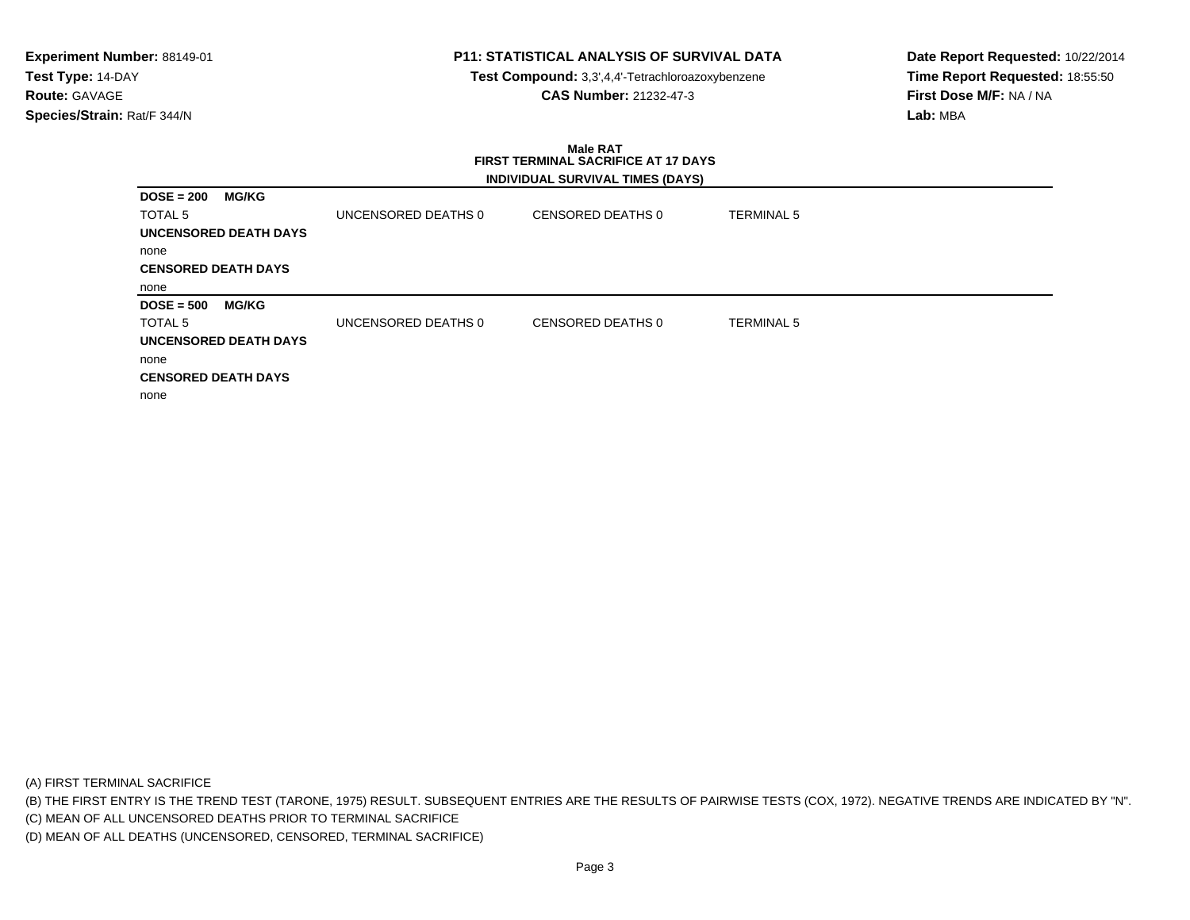**Experiment Number:** 88149-01
**Test Type:** 14-DAY
**Route:** GAVAGE
**Species/Strain:** Rat/F 344/N

**P11: STATISTICAL ANALYSIS OF SURVIVAL DATA**
**Test Compound:** 3,3',4,4'-Tetrachloroazoxybenzene
**CAS Number:** 21232-47-3

**Date Report Requested:** 10/22/2014
**Time Report Requested:** 18:55:50
**First Dose M/F:** NA / NA
**Lab:** MBA

**Male RAT**
**FIRST TERMINAL SACRIFICE AT 17 DAYS**
**INDIVIDUAL SURVIVAL TIMES (DAYS)**

**DOSE = 200 MG/KG**

| TOTAL 5 | UNCENSORED DEATHS 0 | CENSORED DEATHS 0 | TERMINAL 5 |
|---|---|---|---|

**UNCENSORED DEATH DAYS**

none

**CENSORED DEATH DAYS**

none

**DOSE = 500 MG/KG**

| TOTAL 5 | UNCENSORED DEATHS 0 | CENSORED DEATHS 0 | TERMINAL 5 |
|---|---|---|---|

**UNCENSORED DEATH DAYS**

none

**CENSORED DEATH DAYS**

none

(A) FIRST TERMINAL SACRIFICE
(B) THE FIRST ENTRY IS THE TREND TEST (TARONE, 1975) RESULT. SUBSEQUENT ENTRIES ARE THE RESULTS OF PAIRWISE TESTS (COX, 1972). NEGATIVE TRENDS ARE INDICATED BY "N".
(C) MEAN OF ALL UNCENSORED DEATHS PRIOR TO TERMINAL SACRIFICE
(D) MEAN OF ALL DEATHS (UNCENSORED, CENSORED, TERMINAL SACRIFICE)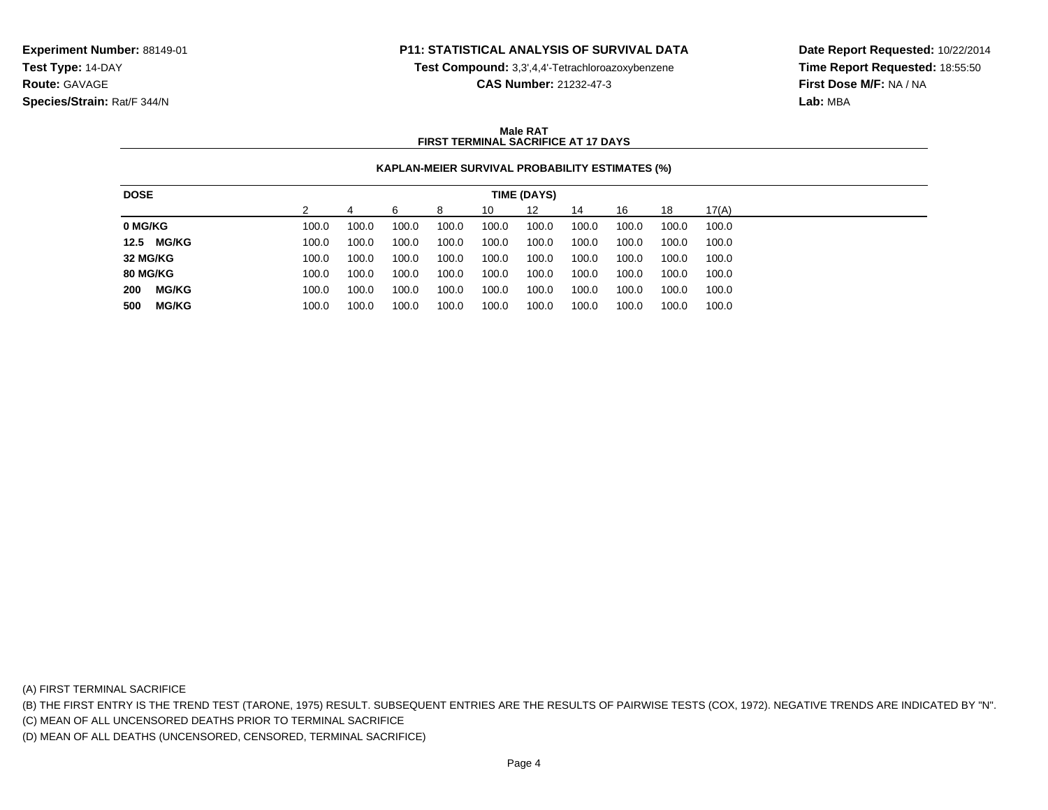**Experiment Number:** 88149-01
**Test Type:** 14-DAY
**Route:** GAVAGE
**Species/Strain:** Rat/F 344/N

**P11: STATISTICAL ANALYSIS OF SURVIVAL DATA**
**Test Compound:** 3,3',4,4'-Tetrachloroazoxybenzene
**CAS Number:** 21232-47-3

**Date Report Requested:** 10/22/2014
**Time Report Requested:** 18:55:50
**First Dose M/F:** NA / NA
**Lab:** MBA

**Male RAT**
**FIRST TERMINAL SACRIFICE AT 17 DAYS**

**KAPLAN-MEIER SURVIVAL PROBABILITY ESTIMATES (%)**

| DOSE | TIME (DAYS) | | | | | | | | | |
|---|---|---|---|---|---|---|---|---|---|---|
| | 2 | 4 | 6 | 8 | 10 | 12 | 14 | 16 | 18 | 17(A) |
| **0 MG/KG** | 100.0 | 100.0 | 100.0 | 100.0 | 100.0 | 100.0 | 100.0 | 100.0 | 100.0 | 100.0 |
| **12.5 MG/KG** | 100.0 | 100.0 | 100.0 | 100.0 | 100.0 | 100.0 | 100.0 | 100.0 | 100.0 | 100.0 |
| **32 MG/KG** | 100.0 | 100.0 | 100.0 | 100.0 | 100.0 | 100.0 | 100.0 | 100.0 | 100.0 | 100.0 |
| **80 MG/KG** | 100.0 | 100.0 | 100.0 | 100.0 | 100.0 | 100.0 | 100.0 | 100.0 | 100.0 | 100.0 |
| **200 MG/KG** | 100.0 | 100.0 | 100.0 | 100.0 | 100.0 | 100.0 | 100.0 | 100.0 | 100.0 | 100.0 |
| **500 MG/KG** | 100.0 | 100.0 | 100.0 | 100.0 | 100.0 | 100.0 | 100.0 | 100.0 | 100.0 | 100.0 |

(A) FIRST TERMINAL SACRIFICE
(B) THE FIRST ENTRY IS THE TREND TEST (TARONE, 1975) RESULT. SUBSEQUENT ENTRIES ARE THE RESULTS OF PAIRWISE TESTS (COX, 1972). NEGATIVE TRENDS ARE INDICATED BY "N".
(C) MEAN OF ALL UNCENSORED DEATHS PRIOR TO TERMINAL SACRIFICE
(D) MEAN OF ALL DEATHS (UNCENSORED, CENSORED, TERMINAL SACRIFICE)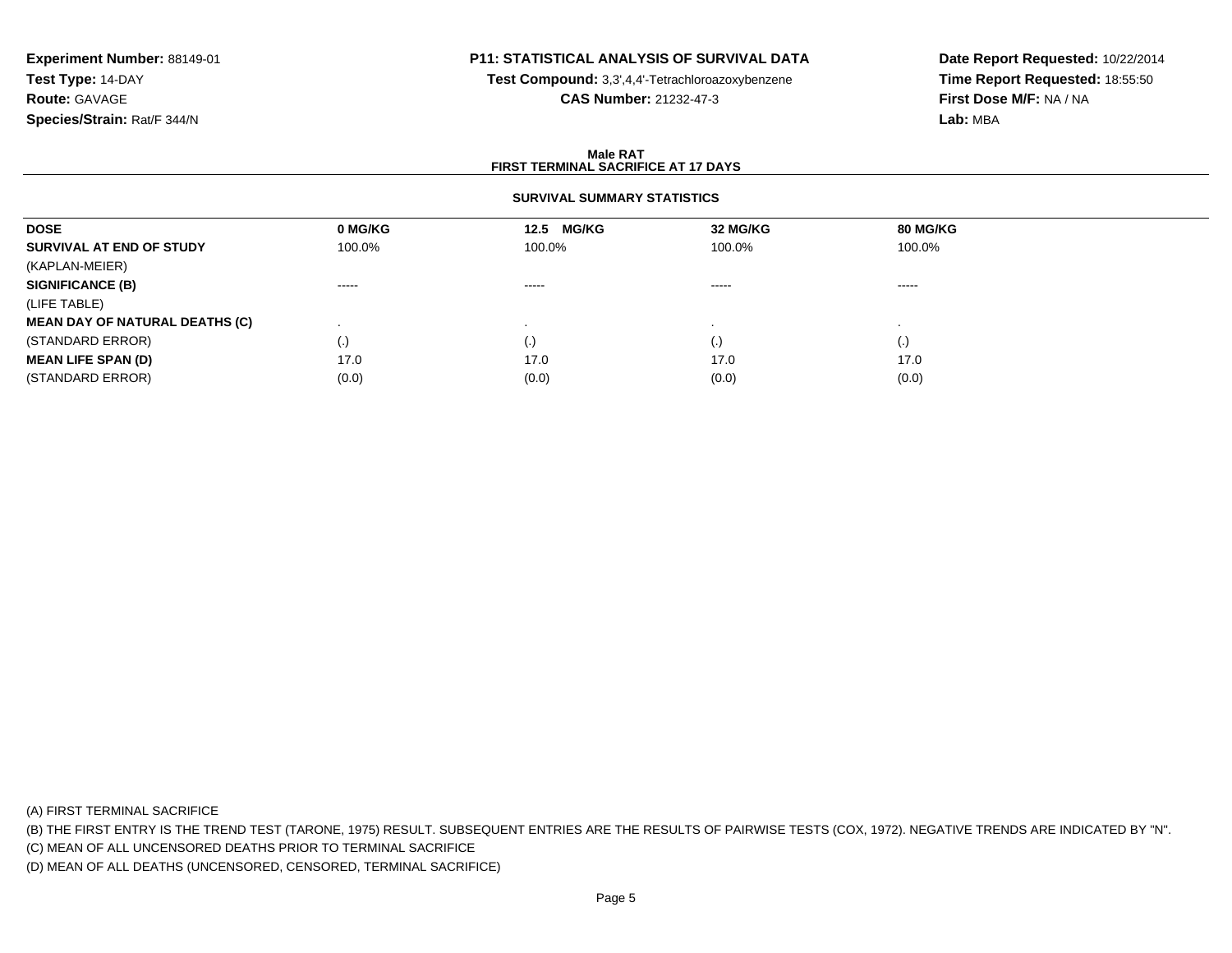**Experiment Number:** 88149-01
**Test Type:** 14-DAY
**Route:** GAVAGE
**Species/Strain:** Rat/F 344/N

**P11: STATISTICAL ANALYSIS OF SURVIVAL DATA**
**Test Compound:** 3,3',4,4'-Tetrachloroazoxybenzene
**CAS Number:** 21232-47-3

**Date Report Requested:** 10/22/2014
**Time Report Requested:** 18:55:50
**First Dose M/F:** NA / NA
**Lab:** MBA

**Male RAT**
**FIRST TERMINAL SACRIFICE AT 17 DAYS**

**SURVIVAL SUMMARY STATISTICS**

| DOSE | 0 MG/KG | 12.5 MG/KG | 32 MG/KG | 80 MG/KG |
|---|---|---|---|---|
| **SURVIVAL AT END OF STUDY** | 100.0% | 100.0% | 100.0% | 100.0% |
| (KAPLAN-MEIER) | | | | |
| **SIGNIFICANCE (B)** | ----- | ----- | ----- | ----- |
| (LIFE TABLE) | | | | |
| **MEAN DAY OF NATURAL DEATHS (C)** | . | . | . | . |
| (STANDARD ERROR) | (.) | (.) | (.) | (.) |
| **MEAN LIFE SPAN (D)** | 17.0 | 17.0 | 17.0 | 17.0 |
| (STANDARD ERROR) | (0.0) | (0.0) | (0.0) | (0.0) |

(A) FIRST TERMINAL SACRIFICE

(B) THE FIRST ENTRY IS THE TREND TEST (TARONE, 1975) RESULT. SUBSEQUENT ENTRIES ARE THE RESULTS OF PAIRWISE TESTS (COX, 1972). NEGATIVE TRENDS ARE INDICATED BY "N".

(C) MEAN OF ALL UNCENSORED DEATHS PRIOR TO TERMINAL SACRIFICE

(D) MEAN OF ALL DEATHS (UNCENSORED, CENSORED, TERMINAL SACRIFICE)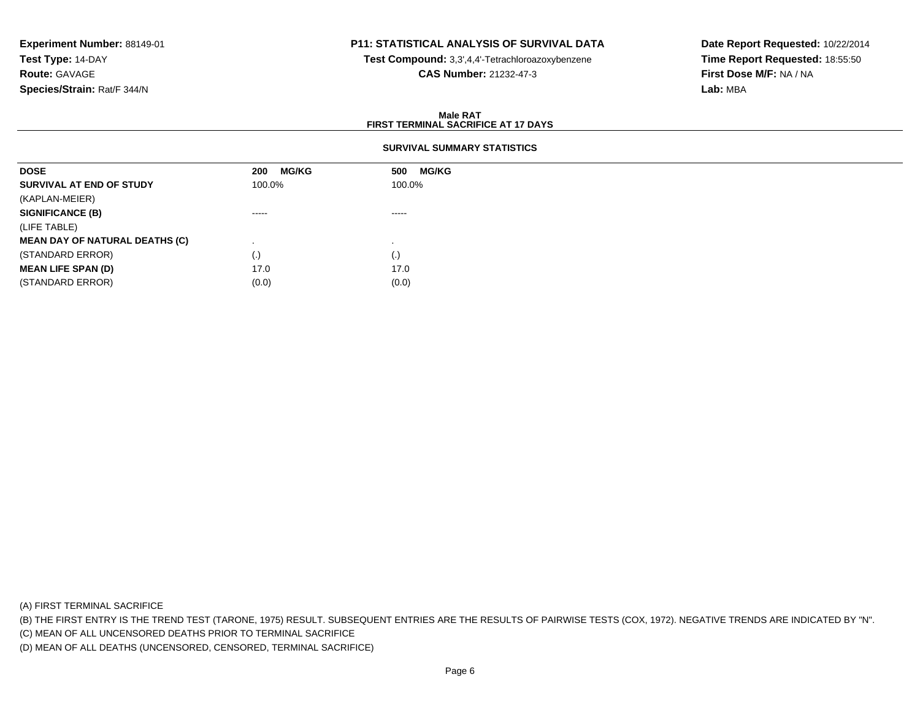**Experiment Number:** 88149-01
**Test Type:** 14-DAY
**Route:** GAVAGE
**Species/Strain:** Rat/F 344/N

**P11: STATISTICAL ANALYSIS OF SURVIVAL DATA**
**Test Compound:** 3,3',4,4'-Tetrachloroazoxybenzene
**CAS Number:** 21232-47-3

**Date Report Requested:** 10/22/2014
**Time Report Requested:** 18:55:50
**First Dose M/F:** NA / NA
**Lab:** MBA

**Male RAT**
**FIRST TERMINAL SACRIFICE AT 17 DAYS**

**SURVIVAL SUMMARY STATISTICS**

| **DOSE** | **200 MG/KG** | **500 MG/KG** |
|---|---|---|
| **SURVIVAL AT END OF STUDY** | 100.0% | 100.0% |
| (KAPLAN-MEIER) | | |
| **SIGNIFICANCE (B)** | ----- | ----- |
| (LIFE TABLE) | | |
| **MEAN DAY OF NATURAL DEATHS (C)** | . | . |
| (STANDARD ERROR) | (.) | (.) |
| **MEAN LIFE SPAN (D)** | 17.0 | 17.0 |
| (STANDARD ERROR) | (0.0) | (0.0) |

(A) FIRST TERMINAL SACRIFICE
(B) THE FIRST ENTRY IS THE TREND TEST (TARONE, 1975) RESULT. SUBSEQUENT ENTRIES ARE THE RESULTS OF PAIRWISE TESTS (COX, 1972). NEGATIVE TRENDS ARE INDICATED BY "N".
(C) MEAN OF ALL UNCENSORED DEATHS PRIOR TO TERMINAL SACRIFICE
(D) MEAN OF ALL DEATHS (UNCENSORED, CENSORED, TERMINAL SACRIFICE)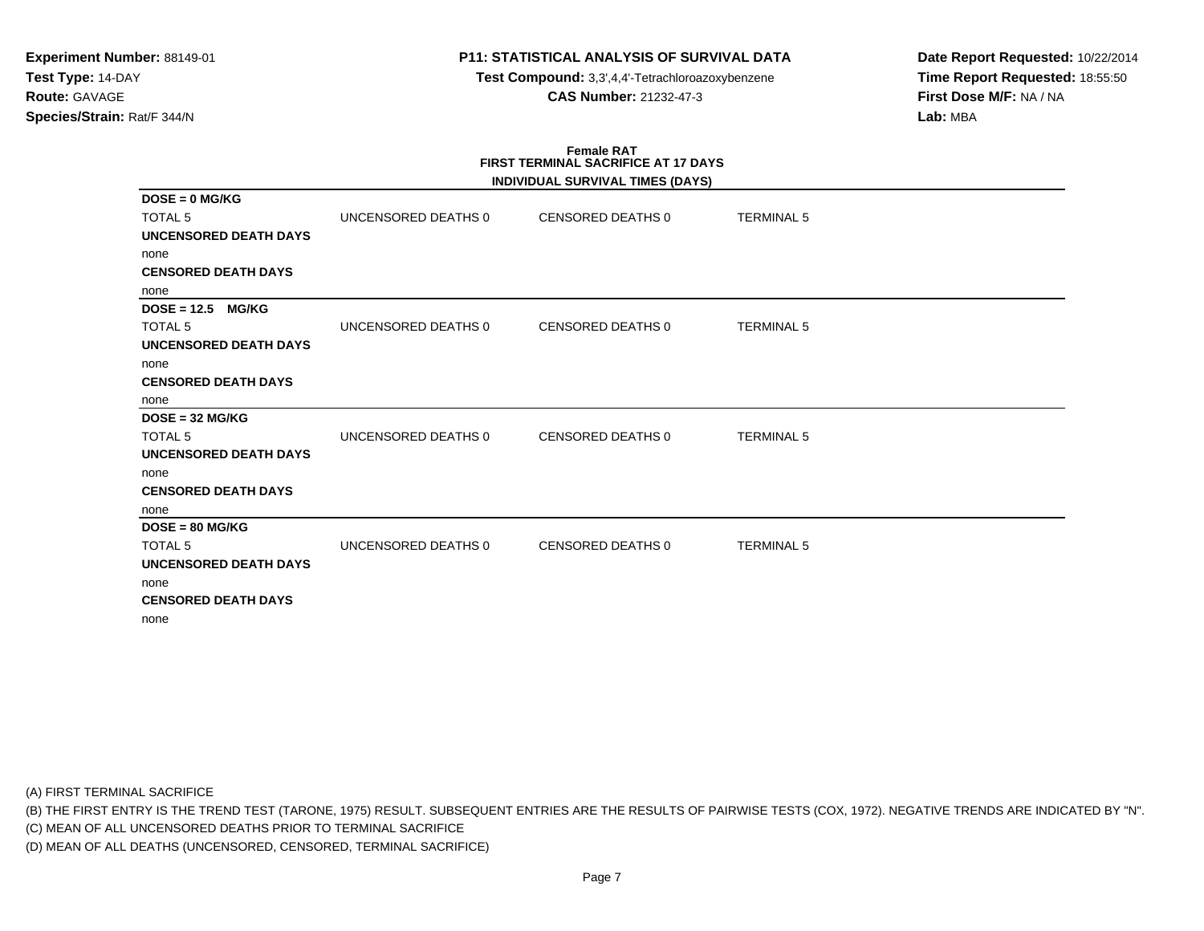**Experiment Number:** 88149-01
**Test Type:** 14-DAY
**Route:** GAVAGE
**Species/Strain:** Rat/F 344/N

**P11: STATISTICAL ANALYSIS OF SURVIVAL DATA**
**Test Compound:** 3,3',4,4'-Tetrachloroazoxybenzene
**CAS Number:** 21232-47-3

**Date Report Requested:** 10/22/2014
**Time Report Requested:** 18:55:50
**First Dose M/F:** NA / NA
**Lab:** MBA

## Female RAT
## FIRST TERMINAL SACRIFICE AT 17 DAYS
### INDIVIDUAL SURVIVAL TIMES (DAYS)

**DOSE = 0 MG/KG**

| TOTAL 5 | UNCENSORED DEATHS 0 | CENSORED DEATHS 0 | TERMINAL 5 |
|---|---|---|---|

**UNCENSORED DEATH DAYS**
none
**CENSORED DEATH DAYS**
none

**DOSE = 12.5 MG/KG**

| TOTAL 5 | UNCENSORED DEATHS 0 | CENSORED DEATHS 0 | TERMINAL 5 |
|---|---|---|---|

**UNCENSORED DEATH DAYS**
none
**CENSORED DEATH DAYS**
none

**DOSE = 32 MG/KG**

| TOTAL 5 | UNCENSORED DEATHS 0 | CENSORED DEATHS 0 | TERMINAL 5 |
|---|---|---|---|

**UNCENSORED DEATH DAYS**
none
**CENSORED DEATH DAYS**
none

**DOSE = 80 MG/KG**

| TOTAL 5 | UNCENSORED DEATHS 0 | CENSORED DEATHS 0 | TERMINAL 5 |
|---|---|---|---|

**UNCENSORED DEATH DAYS**
none
**CENSORED DEATH DAYS**
none

(A) FIRST TERMINAL SACRIFICE
(B) THE FIRST ENTRY IS THE TREND TEST (TARONE, 1975) RESULT. SUBSEQUENT ENTRIES ARE THE RESULTS OF PAIRWISE TESTS (COX, 1972). NEGATIVE TRENDS ARE INDICATED BY "N".
(C) MEAN OF ALL UNCENSORED DEATHS PRIOR TO TERMINAL SACRIFICE
(D) MEAN OF ALL DEATHS (UNCENSORED, CENSORED, TERMINAL SACRIFICE)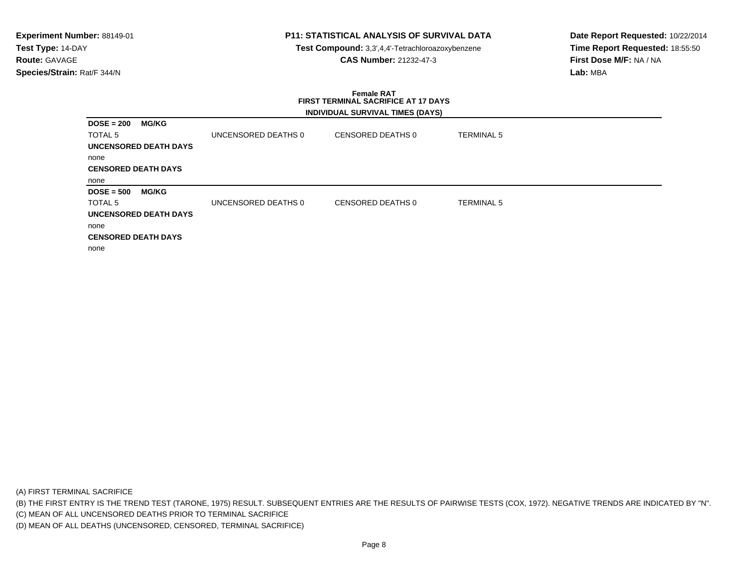**Experiment Number:** 88149-01
**Test Type:** 14-DAY
**Route:** GAVAGE
**Species/Strain:** Rat/F 344/N

**P11: STATISTICAL ANALYSIS OF SURVIVAL DATA**
**Test Compound:** 3,3',4,4'-Tetrachloroazoxybenzene
**CAS Number:** 21232-47-3

**Date Report Requested:** 10/22/2014
**Time Report Requested:** 18:55:50
**First Dose M/F:** NA / NA
**Lab:** MBA

**Female RAT**
**FIRST TERMINAL SACRIFICE AT 17 DAYS**
**INDIVIDUAL SURVIVAL TIMES (DAYS)**

**DOSE = 200 MG/KG**

| TOTAL 5 | UNCENSORED DEATHS 0 | CENSORED DEATHS 0 | TERMINAL 5 |
|---|---|---|---|

**UNCENSORED DEATH DAYS**

none

**CENSORED DEATH DAYS**

none

**DOSE = 500 MG/KG**

| TOTAL 5 | UNCENSORED DEATHS 0 | CENSORED DEATHS 0 | TERMINAL 5 |
|---|---|---|---|

**UNCENSORED DEATH DAYS**

none

**CENSORED DEATH DAYS**

none

(A) FIRST TERMINAL SACRIFICE
(B) THE FIRST ENTRY IS THE TREND TEST (TARONE, 1975) RESULT. SUBSEQUENT ENTRIES ARE THE RESULTS OF PAIRWISE TESTS (COX, 1972). NEGATIVE TRENDS ARE INDICATED BY "N".
(C) MEAN OF ALL UNCENSORED DEATHS PRIOR TO TERMINAL SACRIFICE
(D) MEAN OF ALL DEATHS (UNCENSORED, CENSORED, TERMINAL SACRIFICE)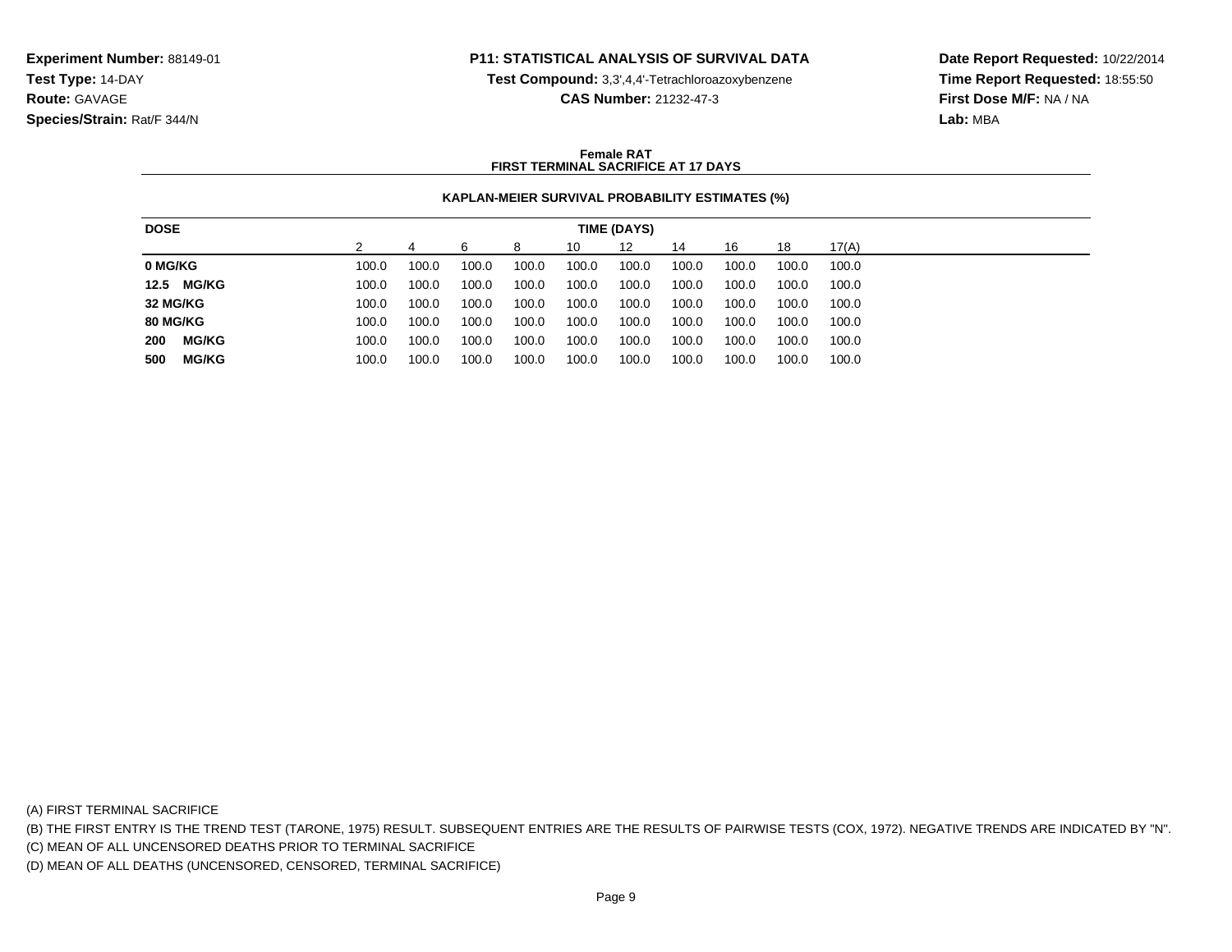**Experiment Number:** 88149-01
**Test Type:** 14-DAY
**Route:** GAVAGE
**Species/Strain:** Rat/F 344/N

**P11: STATISTICAL ANALYSIS OF SURVIVAL DATA**
**Test Compound:** 3,3',4,4'-Tetrachloroazoxybenzene
**CAS Number:** 21232-47-3

**Date Report Requested:** 10/22/2014
**Time Report Requested:** 18:55:50
**First Dose M/F:** NA / NA
**Lab:** MBA

**Female RAT**
**FIRST TERMINAL SACRIFICE AT 17 DAYS**

**KAPLAN-MEIER SURVIVAL PROBABILITY ESTIMATES (%)**

| DOSE | TIME (DAYS) | | | | | | | | | |
|---|---|---|---|---|---|---|---|---|---|---|
| | 2 | 4 | 6 | 8 | 10 | 12 | 14 | 16 | 18 | 17(A) |
| **0 MG/KG** | 100.0 | 100.0 | 100.0 | 100.0 | 100.0 | 100.0 | 100.0 | 100.0 | 100.0 | 100.0 |
| **12.5 MG/KG** | 100.0 | 100.0 | 100.0 | 100.0 | 100.0 | 100.0 | 100.0 | 100.0 | 100.0 | 100.0 |
| **32 MG/KG** | 100.0 | 100.0 | 100.0 | 100.0 | 100.0 | 100.0 | 100.0 | 100.0 | 100.0 | 100.0 |
| **80 MG/KG** | 100.0 | 100.0 | 100.0 | 100.0 | 100.0 | 100.0 | 100.0 | 100.0 | 100.0 | 100.0 |
| **200 MG/KG** | 100.0 | 100.0 | 100.0 | 100.0 | 100.0 | 100.0 | 100.0 | 100.0 | 100.0 | 100.0 |
| **500 MG/KG** | 100.0 | 100.0 | 100.0 | 100.0 | 100.0 | 100.0 | 100.0 | 100.0 | 100.0 | 100.0 |

(A) FIRST TERMINAL SACRIFICE
(B) THE FIRST ENTRY IS THE TREND TEST (TARONE, 1975) RESULT. SUBSEQUENT ENTRIES ARE THE RESULTS OF PAIRWISE TESTS (COX, 1972). NEGATIVE TRENDS ARE INDICATED BY "N".
(C) MEAN OF ALL UNCENSORED DEATHS PRIOR TO TERMINAL SACRIFICE
(D) MEAN OF ALL DEATHS (UNCENSORED, CENSORED, TERMINAL SACRIFICE)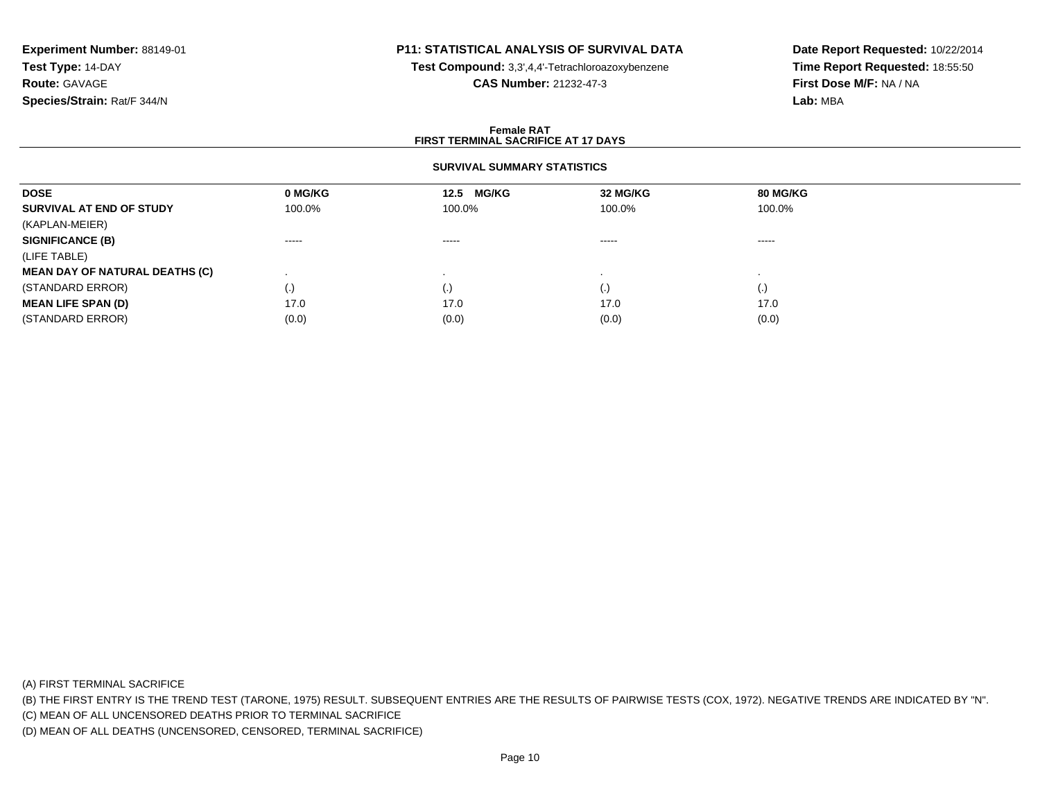**Experiment Number:** 88149-01
**Test Type:** 14-DAY
**Route:** GAVAGE
**Species/Strain:** Rat/F 344/N

**P11: STATISTICAL ANALYSIS OF SURVIVAL DATA**
**Test Compound:** 3,3',4,4'-Tetrachloroazoxybenzene
**CAS Number:** 21232-47-3

**Date Report Requested:** 10/22/2014
**Time Report Requested:** 18:55:50
**First Dose M/F:** NA / NA
**Lab:** MBA

## Female RAT
## FIRST TERMINAL SACRIFICE AT 17 DAYS

### SURVIVAL SUMMARY STATISTICS

| DOSE | 0 MG/KG | 12.5 MG/KG | 32 MG/KG | 80 MG/KG |
|---|---|---|---|---|
| **SURVIVAL AT END OF STUDY** | 100.0% | 100.0% | 100.0% | 100.0% |
| (KAPLAN-MEIER) | | | | |
| **SIGNIFICANCE (B)** | ----- | ----- | ----- | ----- |
| (LIFE TABLE) | | | | |
| **MEAN DAY OF NATURAL DEATHS (C)** | . | . | . | . |
| (STANDARD ERROR) | (.) | (.) | (.) | (.) |
| **MEAN LIFE SPAN (D)** | 17.0 | 17.0 | 17.0 | 17.0 |
| (STANDARD ERROR) | (0.0) | (0.0) | (0.0) | (0.0) |

(A) FIRST TERMINAL SACRIFICE

(B) THE FIRST ENTRY IS THE TREND TEST (TARONE, 1975) RESULT. SUBSEQUENT ENTRIES ARE THE RESULTS OF PAIRWISE TESTS (COX, 1972). NEGATIVE TRENDS ARE INDICATED BY "N".

(C) MEAN OF ALL UNCENSORED DEATHS PRIOR TO TERMINAL SACRIFICE

(D) MEAN OF ALL DEATHS (UNCENSORED, CENSORED, TERMINAL SACRIFICE)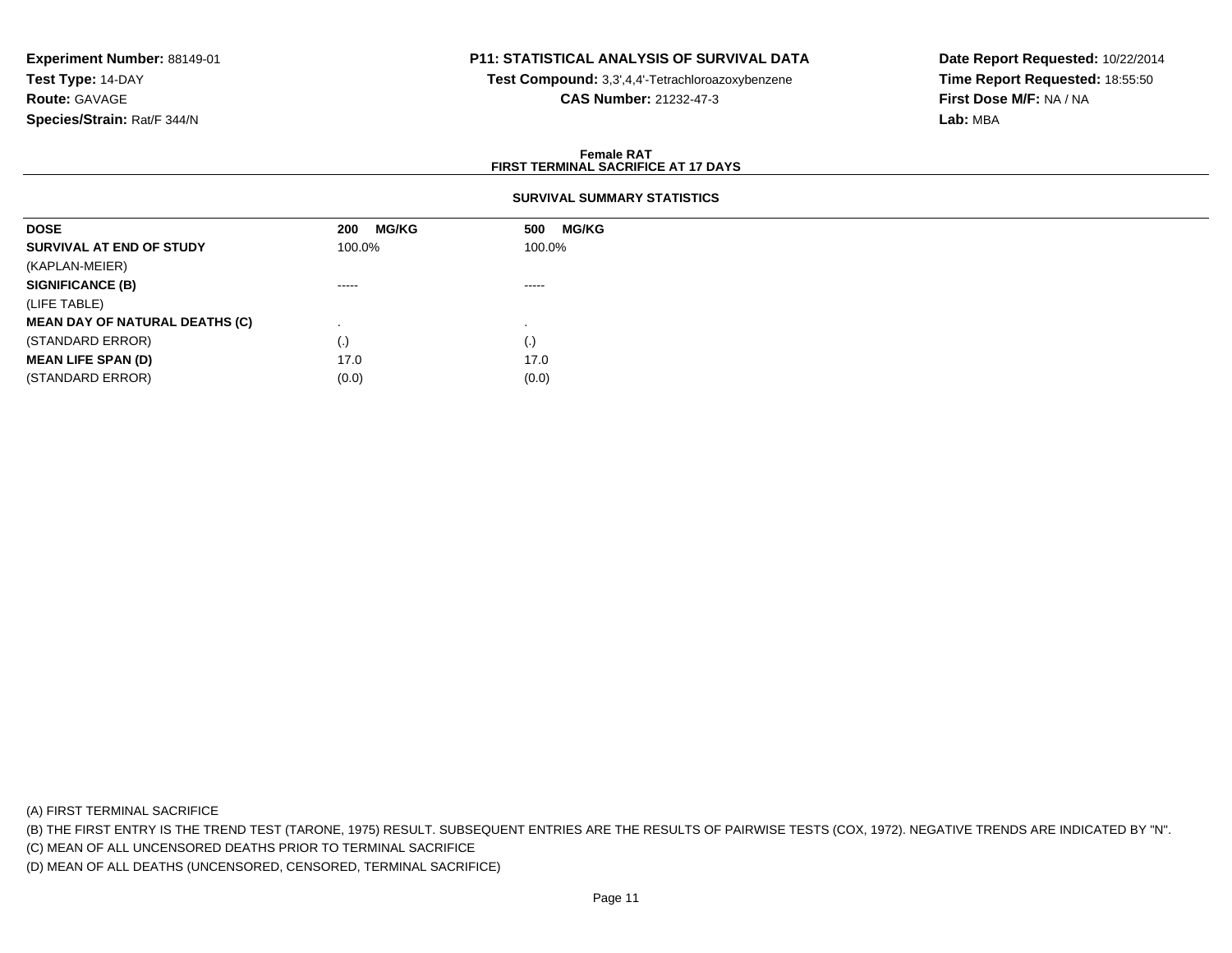**Experiment Number:** 88149-01
**Test Type:** 14-DAY
**Route:** GAVAGE
**Species/Strain:** Rat/F 344/N

**P11: STATISTICAL ANALYSIS OF SURVIVAL DATA**
**Test Compound:** 3,3',4,4'-Tetrachloroazoxybenzene
**CAS Number:** 21232-47-3

**Date Report Requested:** 10/22/2014
**Time Report Requested:** 18:55:50
**First Dose M/F:** NA / NA
**Lab:** MBA

**Female RAT**
**FIRST TERMINAL SACRIFICE AT 17 DAYS**

**SURVIVAL SUMMARY STATISTICS**

| DOSE | 200 MG/KG | 500 MG/KG |
|---|---|---|
| **SURVIVAL AT END OF STUDY** | 100.0% | 100.0% |
| (KAPLAN-MEIER) | | |
| **SIGNIFICANCE (B)** | ----- | ----- |
| (LIFE TABLE) | | |
| **MEAN DAY OF NATURAL DEATHS (C)** | . | . |
| (STANDARD ERROR) | (.) | (.) |
| **MEAN LIFE SPAN (D)** | 17.0 | 17.0 |
| (STANDARD ERROR) | (0.0) | (0.0) |

(A) FIRST TERMINAL SACRIFICE
(B) THE FIRST ENTRY IS THE TREND TEST (TARONE, 1975) RESULT. SUBSEQUENT ENTRIES ARE THE RESULTS OF PAIRWISE TESTS (COX, 1972). NEGATIVE TRENDS ARE INDICATED BY "N".
(C) MEAN OF ALL UNCENSORED DEATHS PRIOR TO TERMINAL SACRIFICE
(D) MEAN OF ALL DEATHS (UNCENSORED, CENSORED, TERMINAL SACRIFICE)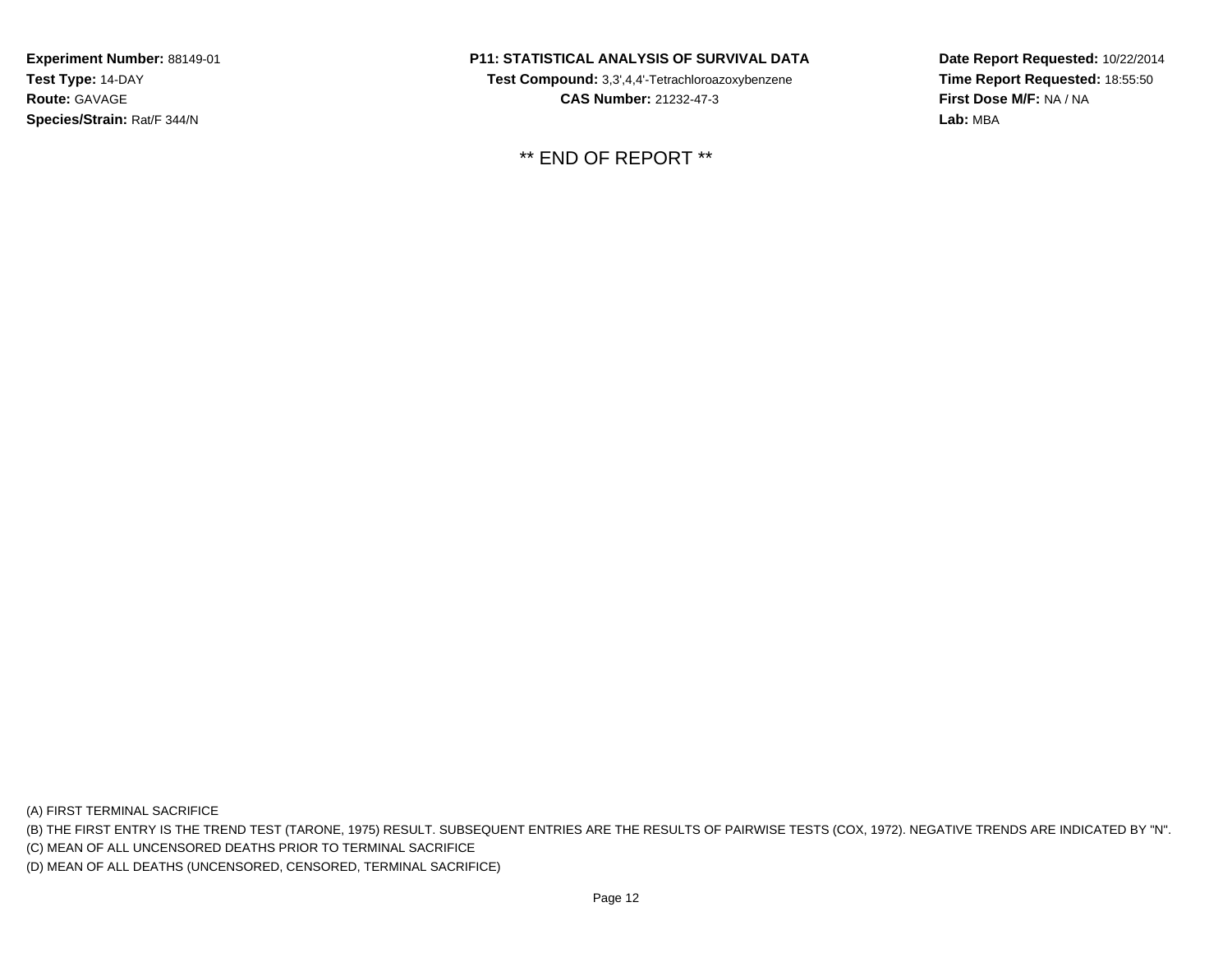**Experiment Number:** 88149-01
**Test Type:** 14-DAY
**Route:** GAVAGE
**Species/Strain:** Rat/F 344/N

**P11: STATISTICAL ANALYSIS OF SURVIVAL DATA**
**Test Compound:** 3,3',4,4'-Tetrachloroazoxybenzene
**CAS Number:** 21232-47-3

**Date Report Requested:** 10/22/2014
**Time Report Requested:** 18:55:50
**First Dose M/F:** NA / NA
**Lab:** MBA

** END OF REPORT **

(A) FIRST TERMINAL SACRIFICE
(B) THE FIRST ENTRY IS THE TREND TEST (TARONE, 1975) RESULT. SUBSEQUENT ENTRIES ARE THE RESULTS OF PAIRWISE TESTS (COX, 1972). NEGATIVE TRENDS ARE INDICATED BY "N".
(C) MEAN OF ALL UNCENSORED DEATHS PRIOR TO TERMINAL SACRIFICE
(D) MEAN OF ALL DEATHS (UNCENSORED, CENSORED, TERMINAL SACRIFICE)